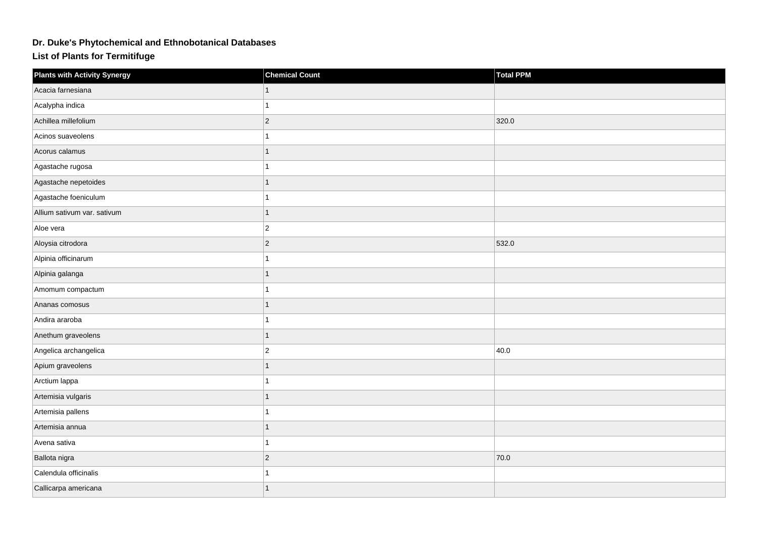# Dr. Duke's Phytochemical and Ethnobotanical Databases

## List of Plants for Termitifuge

| Plants with Activity Synergy | Chemical Count | Total PPM |
|---|---|---|
| Acacia farnesiana | 1 | |
| Acalypha indica | 1 | |
| Achillea millefolium | 2 | 320.0 |
| Acinos suaveolens | 1 | |
| Acorus calamus | 1 | |
| Agastache rugosa | 1 | |
| Agastache nepetoides | 1 | |
| Agastache foeniculum | 1 | |
| Allium sativum var. sativum | 1 | |
| Aloe vera | 2 | |
| Aloysia citrodora | 2 | 532.0 |
| Alpinia officinarum | 1 | |
| Alpinia galanga | 1 | |
| Amomum compactum | 1 | |
| Ananas comosus | 1 | |
| Andira araroba | 1 | |
| Anethum graveolens | 1 | |
| Angelica archangelica | 2 | 40.0 |
| Apium graveolens | 1 | |
| Arctium lappa | 1 | |
| Artemisia vulgaris | 1 | |
| Artemisia pallens | 1 | |
| Artemisia annua | 1 | |
| Avena sativa | 1 | |
| Ballota nigra | 2 | 70.0 |
| Calendula officinalis | 1 | |
| Callicarpa americana | 1 | |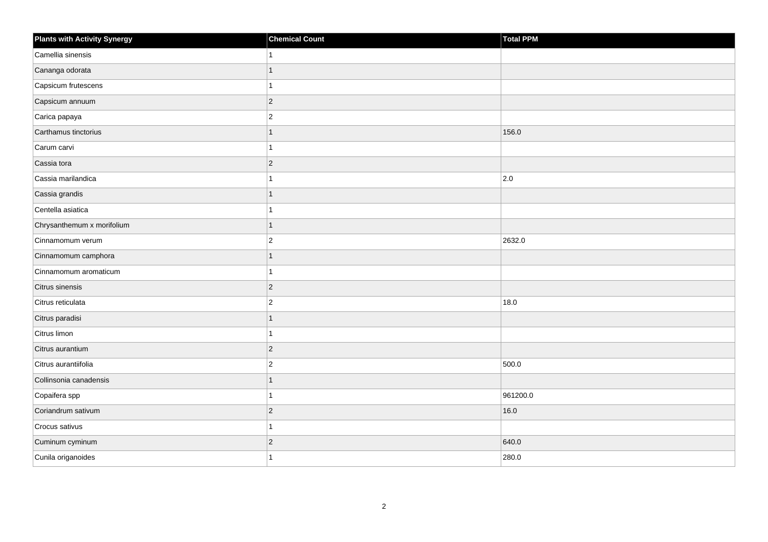| Plants with Activity Synergy | Chemical Count | Total PPM |
| --- | --- | --- |
| Camellia sinensis | 1 | |
| Cananga odorata | 1 | |
| Capsicum frutescens | 1 | |
| Capsicum annuum | 2 | |
| Carica papaya | 2 | |
| Carthamus tinctorius | 1 | 156.0 |
| Carum carvi | 1 | |
| Cassia tora | 2 | |
| Cassia marilandica | 1 | 2.0 |
| Cassia grandis | 1 | |
| Centella asiatica | 1 | |
| Chrysanthemum x morifolium | 1 | |
| Cinnamomum verum | 2 | 2632.0 |
| Cinnamomum camphora | 1 | |
| Cinnamomum aromaticum | 1 | |
| Citrus sinensis | 2 | |
| Citrus reticulata | 2 | 18.0 |
| Citrus paradisi | 1 | |
| Citrus limon | 1 | |
| Citrus aurantium | 2 | |
| Citrus aurantiifolia | 2 | 500.0 |
| Collinsonia canadensis | 1 | |
| Copaifera spp | 1 | 961200.0 |
| Coriandrum sativum | 2 | 16.0 |
| Crocus sativus | 1 | |
| Cuminum cyminum | 2 | 640.0 |
| Cunila origanoides | 1 | 280.0 |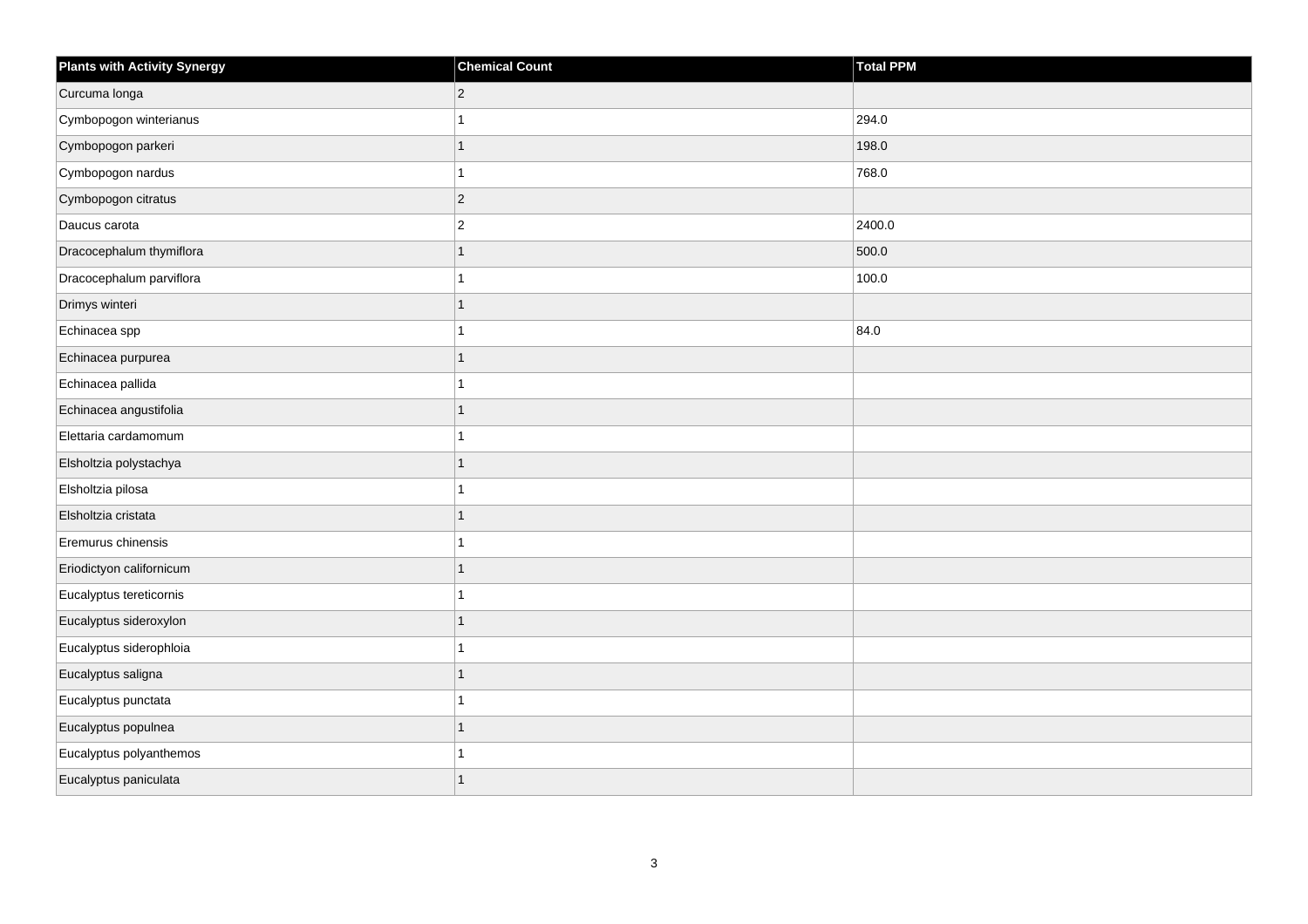| Plants with Activity Synergy | Chemical Count | Total PPM |
| --- | --- | --- |
| Curcuma longa | 2 | |
| Cymbopogon winterianus | 1 | 294.0 |
| Cymbopogon parkeri | 1 | 198.0 |
| Cymbopogon nardus | 1 | 768.0 |
| Cymbopogon citratus | 2 | |
| Daucus carota | 2 | 2400.0 |
| Dracocephalum thymiflora | 1 | 500.0 |
| Dracocephalum parviflora | 1 | 100.0 |
| Drimys winteri | 1 | |
| Echinacea spp | 1 | 84.0 |
| Echinacea purpurea | 1 | |
| Echinacea pallida | 1 | |
| Echinacea angustifolia | 1 | |
| Elettaria cardamomum | 1 | |
| Elsholtzia polystachya | 1 | |
| Elsholtzia pilosa | 1 | |
| Elsholtzia cristata | 1 | |
| Eremurus chinensis | 1 | |
| Eriodictyon californicum | 1 | |
| Eucalyptus tereticornis | 1 | |
| Eucalyptus sideroxylon | 1 | |
| Eucalyptus siderophloia | 1 | |
| Eucalyptus saligna | 1 | |
| Eucalyptus punctata | 1 | |
| Eucalyptus populnea | 1 | |
| Eucalyptus polyanthemos | 1 | |
| Eucalyptus paniculata | 1 | |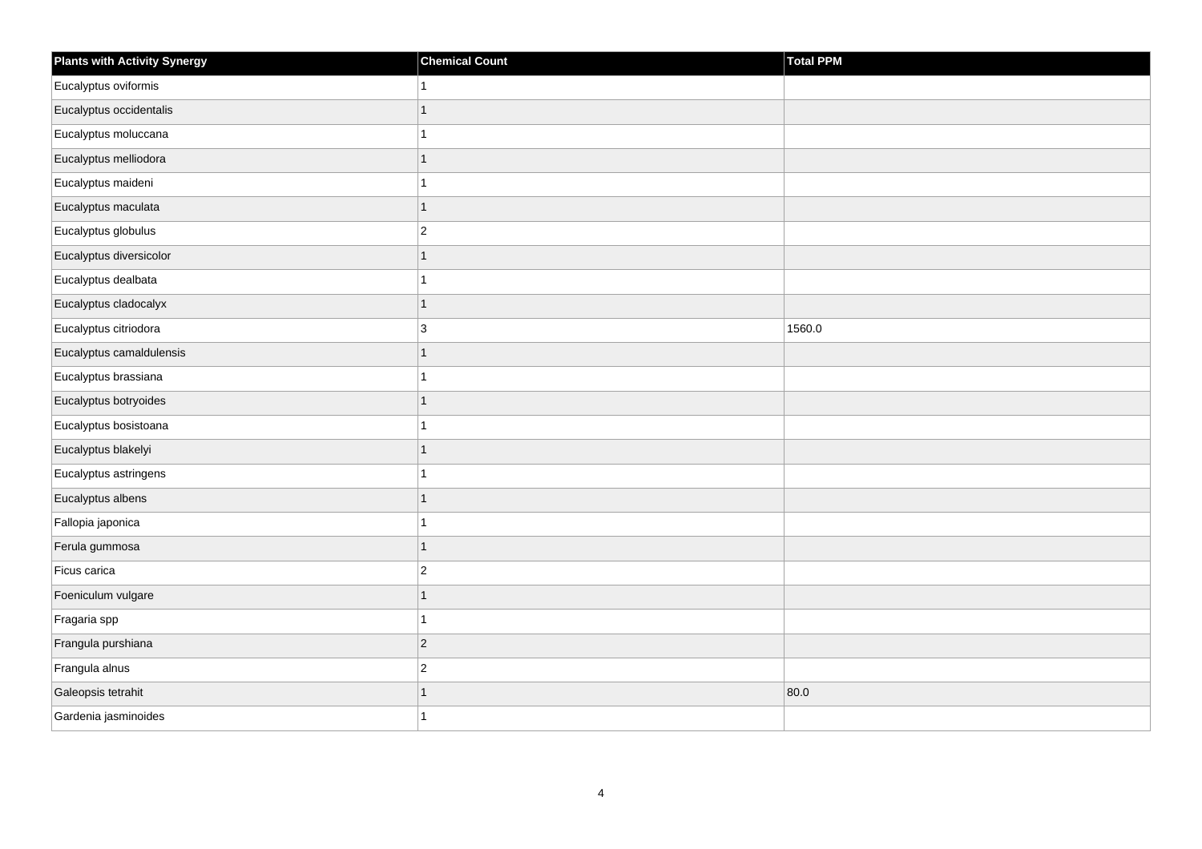| Plants with Activity Synergy | Chemical Count | Total PPM |
|---|---|---|
| Eucalyptus oviformis | 1 | |
| Eucalyptus occidentalis | 1 | |
| Eucalyptus moluccana | 1 | |
| Eucalyptus melliodora | 1 | |
| Eucalyptus maideni | 1 | |
| Eucalyptus maculata | 1 | |
| Eucalyptus globulus | 2 | |
| Eucalyptus diversicolor | 1 | |
| Eucalyptus dealbata | 1 | |
| Eucalyptus cladocalyx | 1 | |
| Eucalyptus citriodora | 3 | 1560.0 |
| Eucalyptus camaldulensis | 1 | |
| Eucalyptus brassiana | 1 | |
| Eucalyptus botryoides | 1 | |
| Eucalyptus bosistoana | 1 | |
| Eucalyptus blakelyi | 1 | |
| Eucalyptus astringens | 1 | |
| Eucalyptus albens | 1 | |
| Fallopia japonica | 1 | |
| Ferula gummosa | 1 | |
| Ficus carica | 2 | |
| Foeniculum vulgare | 1 | |
| Fragaria spp | 1 | |
| Frangula purshiana | 2 | |
| Frangula alnus | 2 | |
| Galeopsis tetrahit | 1 | 80.0 |
| Gardenia jasminoides | 1 | |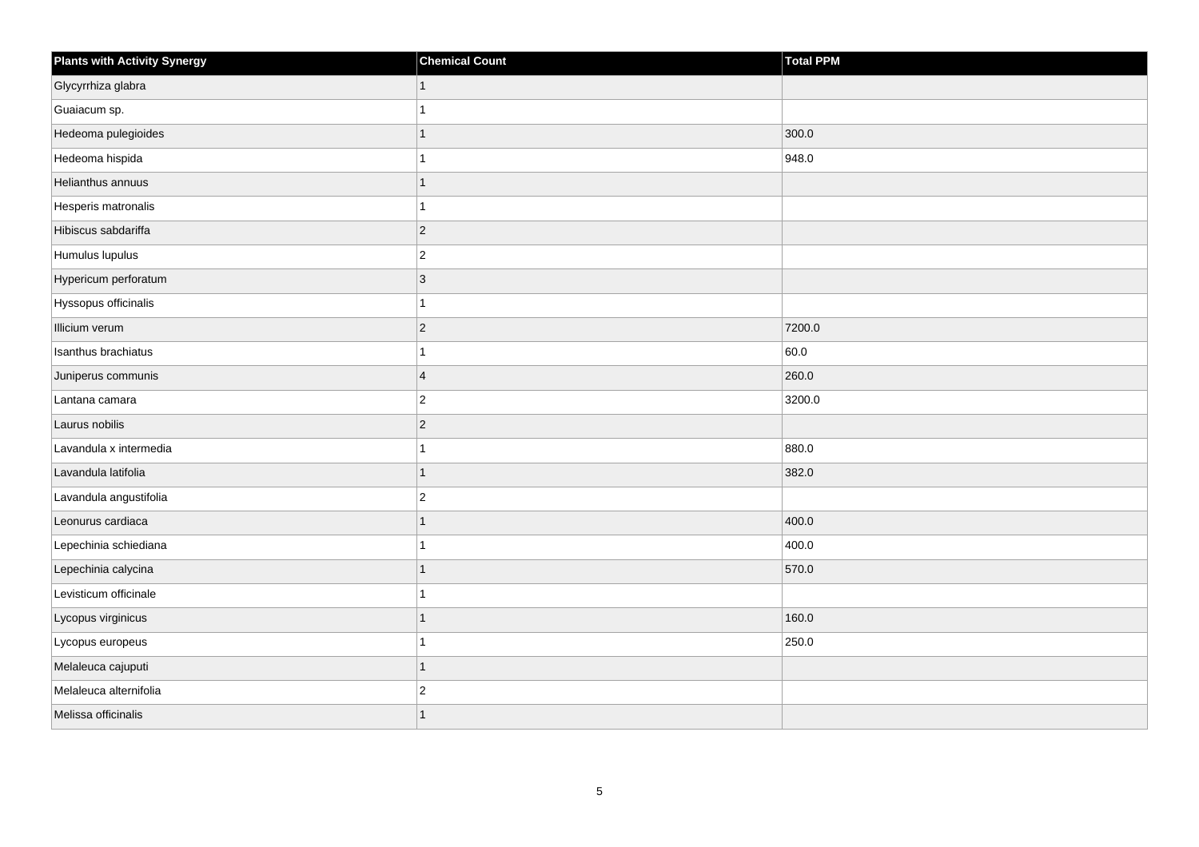| Plants with Activity Synergy | Chemical Count | Total PPM |
| --- | --- | --- |
| Glycyrrhiza glabra | 1 | |
| Guaiacum sp. | 1 | |
| Hedeoma pulegioides | 1 | 300.0 |
| Hedeoma hispida | 1 | 948.0 |
| Helianthus annuus | 1 | |
| Hesperis matronalis | 1 | |
| Hibiscus sabdariffa | 2 | |
| Humulus lupulus | 2 | |
| Hypericum perforatum | 3 | |
| Hyssopus officinalis | 1 | |
| Illicium verum | 2 | 7200.0 |
| Isanthus brachiatus | 1 | 60.0 |
| Juniperus communis | 4 | 260.0 |
| Lantana camara | 2 | 3200.0 |
| Laurus nobilis | 2 | |
| Lavandula x intermedia | 1 | 880.0 |
| Lavandula latifolia | 1 | 382.0 |
| Lavandula angustifolia | 2 | |
| Leonurus cardiaca | 1 | 400.0 |
| Lepechinia schiediana | 1 | 400.0 |
| Lepechinia calycina | 1 | 570.0 |
| Levisticum officinale | 1 | |
| Lycopus virginicus | 1 | 160.0 |
| Lycopus europeus | 1 | 250.0 |
| Melaleuca cajuputi | 1 | |
| Melaleuca alternifolia | 2 | |
| Melissa officinalis | 1 | |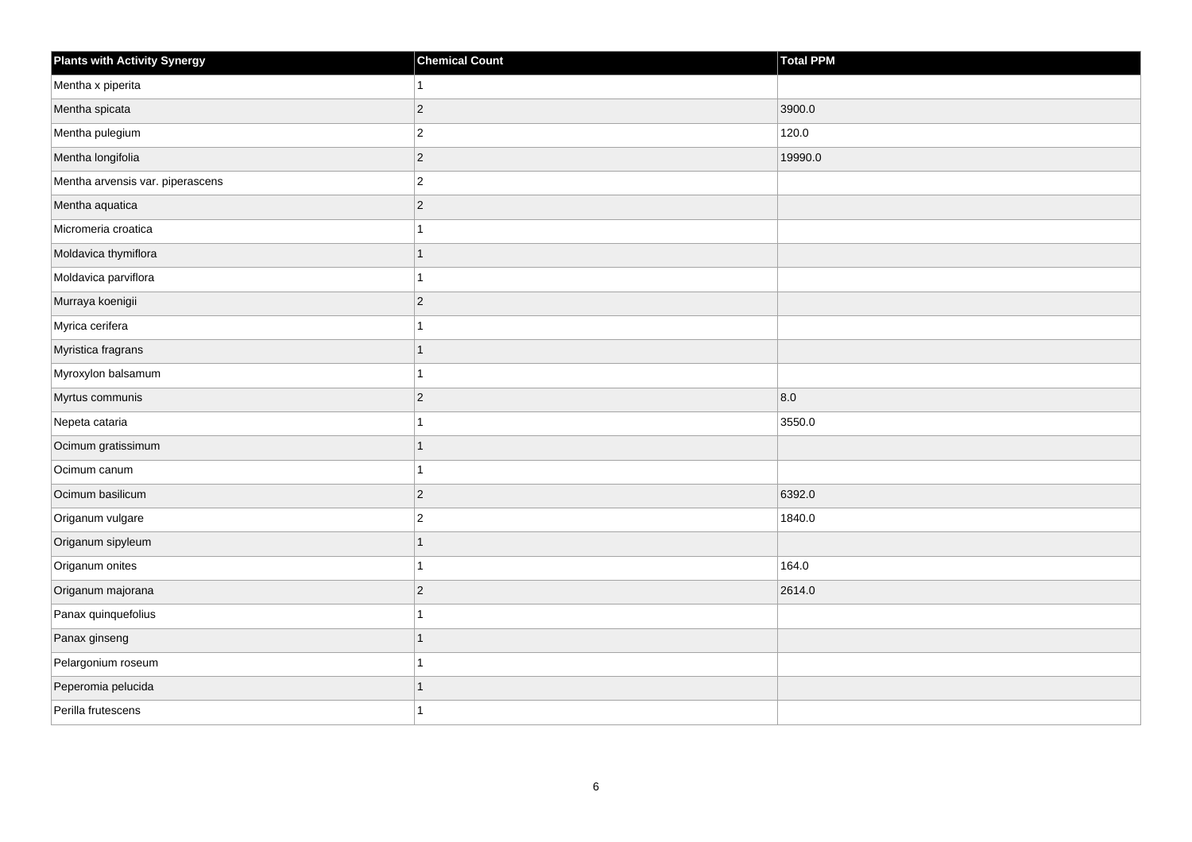| Plants with Activity Synergy | Chemical Count | Total PPM |
| --- | --- | --- |
| Mentha x piperita | 1 | |
| Mentha spicata | 2 | 3900.0 |
| Mentha pulegium | 2 | 120.0 |
| Mentha longifolia | 2 | 19990.0 |
| Mentha arvensis var. piperascens | 2 | |
| Mentha aquatica | 2 | |
| Micromeria croatica | 1 | |
| Moldavica thymiflora | 1 | |
| Moldavica parviflora | 1 | |
| Murraya koenigii | 2 | |
| Myrica cerifera | 1 | |
| Myristica fragrans | 1 | |
| Myroxylon balsamum | 1 | |
| Myrtus communis | 2 | 8.0 |
| Nepeta cataria | 1 | 3550.0 |
| Ocimum gratissimum | 1 | |
| Ocimum canum | 1 | |
| Ocimum basilicum | 2 | 6392.0 |
| Origanum vulgare | 2 | 1840.0 |
| Origanum sipyleum | 1 | |
| Origanum onites | 1 | 164.0 |
| Origanum majorana | 2 | 2614.0 |
| Panax quinquefolius | 1 | |
| Panax ginseng | 1 | |
| Pelargonium roseum | 1 | |
| Peperomia pelucida | 1 | |
| Perilla frutescens | 1 | |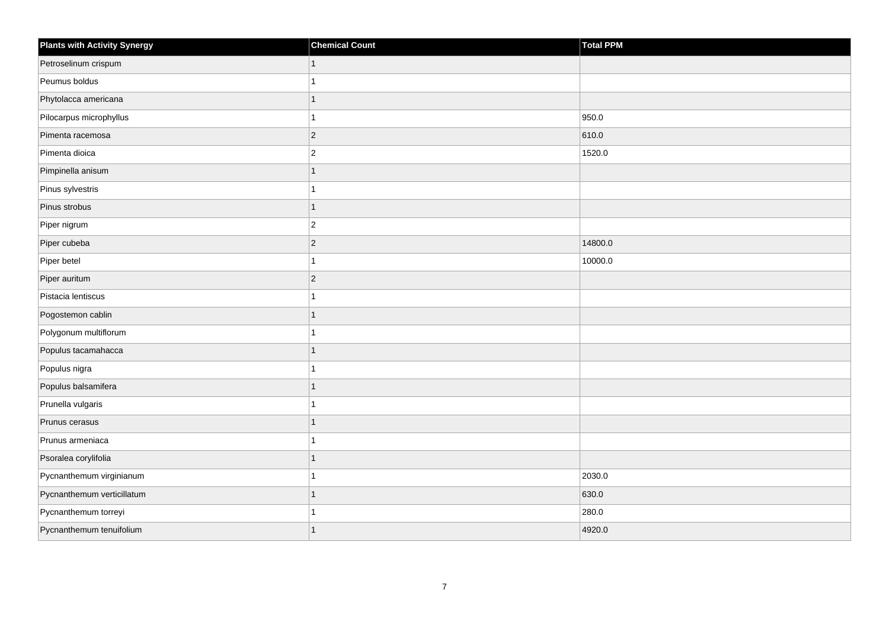| Plants with Activity Synergy | Chemical Count | Total PPM |
| --- | --- | --- |
| Petroselinum crispum | 1 | |
| Peumus boldus | 1 | |
| Phytolacca americana | 1 | |
| Pilocarpus microphyllus | 1 | 950.0 |
| Pimenta racemosa | 2 | 610.0 |
| Pimenta dioica | 2 | 1520.0 |
| Pimpinella anisum | 1 | |
| Pinus sylvestris | 1 | |
| Pinus strobus | 1 | |
| Piper nigrum | 2 | |
| Piper cubeba | 2 | 14800.0 |
| Piper betel | 1 | 10000.0 |
| Piper auritum | 2 | |
| Pistacia lentiscus | 1 | |
| Pogostemon cablin | 1 | |
| Polygonum multiflorum | 1 | |
| Populus tacamahacca | 1 | |
| Populus nigra | 1 | |
| Populus balsamifera | 1 | |
| Prunella vulgaris | 1 | |
| Prunus cerasus | 1 | |
| Prunus armeniaca | 1 | |
| Psoralea corylifolia | 1 | |
| Pycnanthemum virginianum | 1 | 2030.0 |
| Pycnanthemum verticillatum | 1 | 630.0 |
| Pycnanthemum torreyi | 1 | 280.0 |
| Pycnanthemum tenuifolium | 1 | 4920.0 |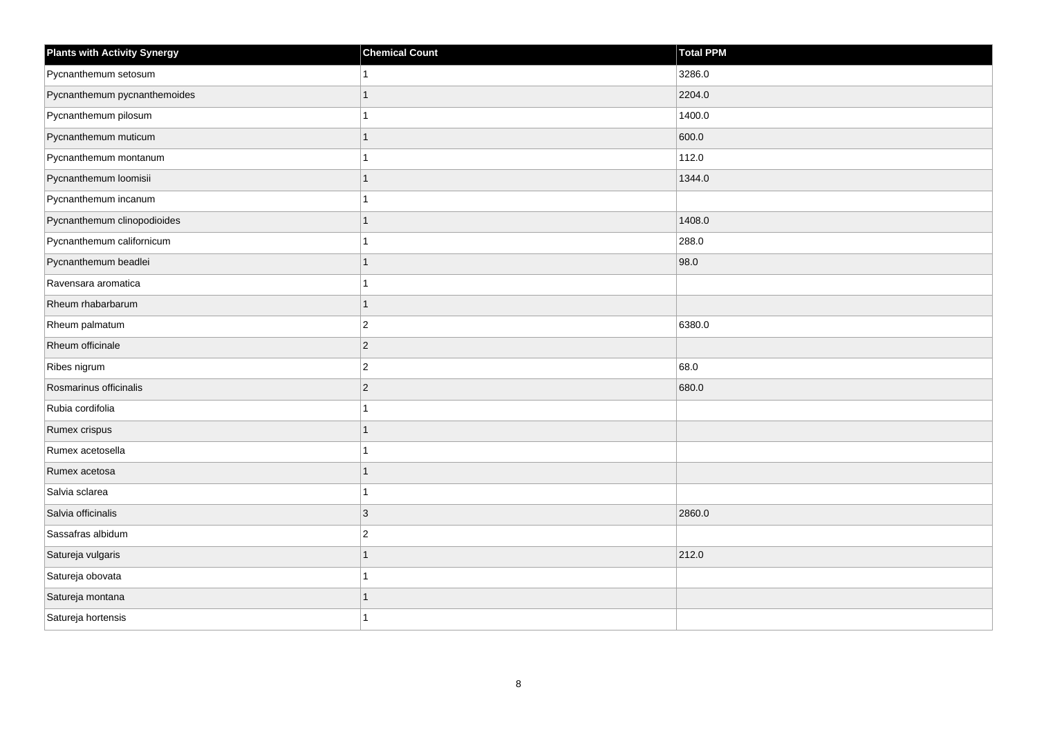| Plants with Activity Synergy | Chemical Count | Total PPM |
| --- | --- | --- |
| Pycnanthemum setosum | 1 | 3286.0 |
| Pycnanthemum pycnanthemoides | 1 | 2204.0 |
| Pycnanthemum pilosum | 1 | 1400.0 |
| Pycnanthemum muticum | 1 | 600.0 |
| Pycnanthemum montanum | 1 | 112.0 |
| Pycnanthemum loomisii | 1 | 1344.0 |
| Pycnanthemum incanum | 1 | |
| Pycnanthemum clinopodioides | 1 | 1408.0 |
| Pycnanthemum californicum | 1 | 288.0 |
| Pycnanthemum beadlei | 1 | 98.0 |
| Ravensara aromatica | 1 | |
| Rheum rhabarbarum | 1 | |
| Rheum palmatum | 2 | 6380.0 |
| Rheum officinale | 2 | |
| Ribes nigrum | 2 | 68.0 |
| Rosmarinus officinalis | 2 | 680.0 |
| Rubia cordifolia | 1 | |
| Rumex crispus | 1 | |
| Rumex acetosella | 1 | |
| Rumex acetosa | 1 | |
| Salvia sclarea | 1 | |
| Salvia officinalis | 3 | 2860.0 |
| Sassafras albidum | 2 | |
| Satureja vulgaris | 1 | 212.0 |
| Satureja obovata | 1 | |
| Satureja montana | 1 | |
| Satureja hortensis | 1 | |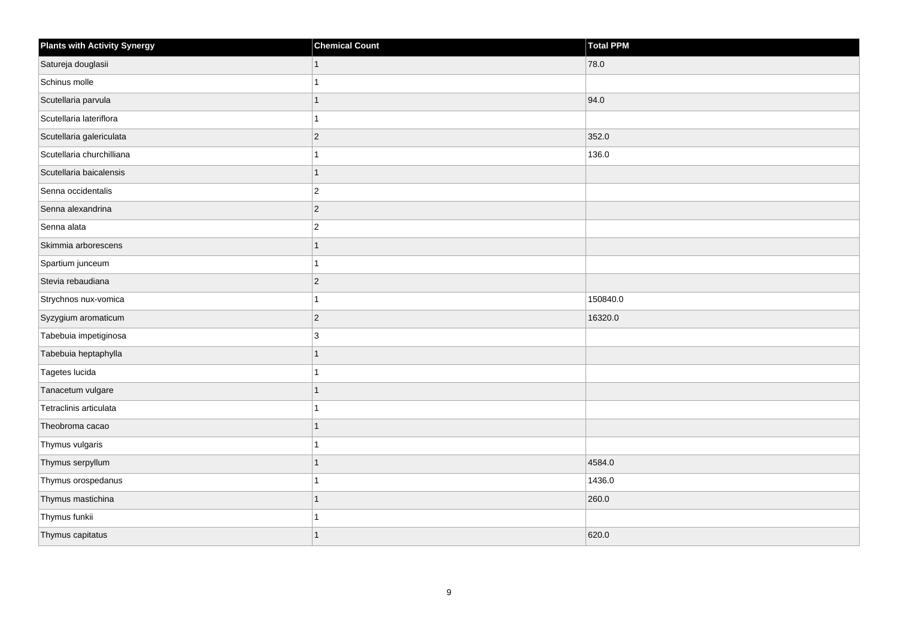| Plants with Activity Synergy | Chemical Count | Total PPM |
| --- | --- | --- |
| Satureja douglasii | 1 | 78.0 |
| Schinus molle | 1 | |
| Scutellaria parvula | 1 | 94.0 |
| Scutellaria lateriflora | 1 | |
| Scutellaria galericulata | 2 | 352.0 |
| Scutellaria churchilliana | 1 | 136.0 |
| Scutellaria baicalensis | 1 | |
| Senna occidentalis | 2 | |
| Senna alexandrina | 2 | |
| Senna alata | 2 | |
| Skimmia arborescens | 1 | |
| Spartium junceum | 1 | |
| Stevia rebaudiana | 2 | |
| Strychnos nux-vomica | 1 | 150840.0 |
| Syzygium aromaticum | 2 | 16320.0 |
| Tabebuia impetiginosa | 3 | |
| Tabebuia heptaphylla | 1 | |
| Tagetes lucida | 1 | |
| Tanacetum vulgare | 1 | |
| Tetraclinis articulata | 1 | |
| Theobroma cacao | 1 | |
| Thymus vulgaris | 1 | |
| Thymus serpyllum | 1 | 4584.0 |
| Thymus orospedanus | 1 | 1436.0 |
| Thymus mastichina | 1 | 260.0 |
| Thymus funkii | 1 | |
| Thymus capitatus | 1 | 620.0 |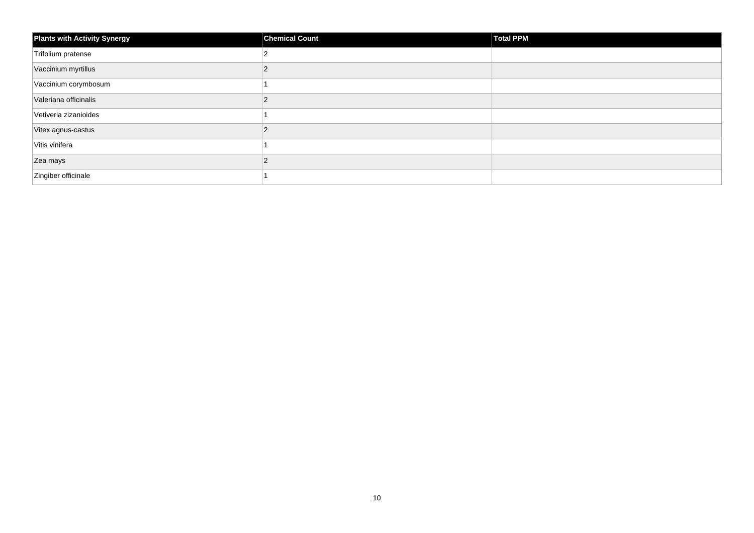| Plants with Activity Synergy | Chemical Count | Total PPM |
|---|---|---|
| Trifolium pratense | 2 | |
| Vaccinium myrtillus | 2 | |
| Vaccinium corymbosum | 1 | |
| Valeriana officinalis | 2 | |
| Vetiveria zizanioides | 1 | |
| Vitex agnus-castus | 2 | |
| Vitis vinifera | 1 | |
| Zea mays | 2 | |
| Zingiber officinale | 1 | |